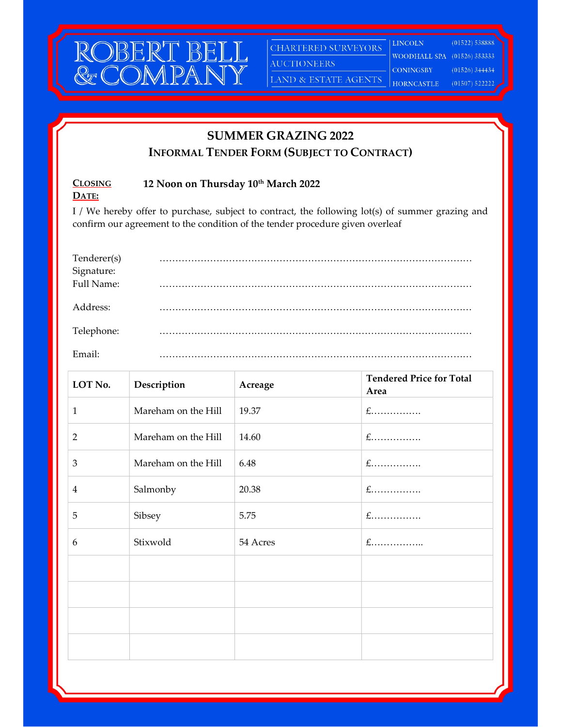ROBERT BELL & COMPANY

CHARTERED SURVEYORS
AUCTIONEERS
LAND & ESTATE AGENTS

| | |
|---|---|
| LINCOLN | (01522) 538888 |
| WOODHALL SPA | (01526) 353333 |
| CONINGSBY | (01526) 344434 |
| HORNCASTLE | (01507) 522222 |

# SUMMER GRAZING 2022

## INFORMAL TENDER FORM (SUBJECT TO CONTRACT)

**CLOSING DATE:** **12 Noon on Thursday 10th March 2022**

I / We hereby offer to purchase, subject to contract, the following lot(s) of summer grazing and confirm our agreement to the condition of the tender procedure given overleaf

Tenderer(s) Signature: ………………………………………………………………………………………

Full Name: ………………………………………………………………………………………

Address: ………………………………………………………………………………………

Telephone: ………………………………………………………………………………………

Email: ………………………………………………………………………………………

| LOT No. | Description | Acreage | Tendered Price for Total Area |
|---|---|---|---|
| 1 | Mareham on the Hill | 19.37 | £……………. |
| 2 | Mareham on the Hill | 14.60 | £……………. |
| 3 | Mareham on the Hill | 6.48 | £……………. |
| 4 | Salmonby | 20.38 | £……………. |
| 5 | Sibsey | 5.75 | £……………. |
| 6 | Stixwold | 54 Acres | £…………….. |
| | | | |
| | | | |
| | | | |
| | | | |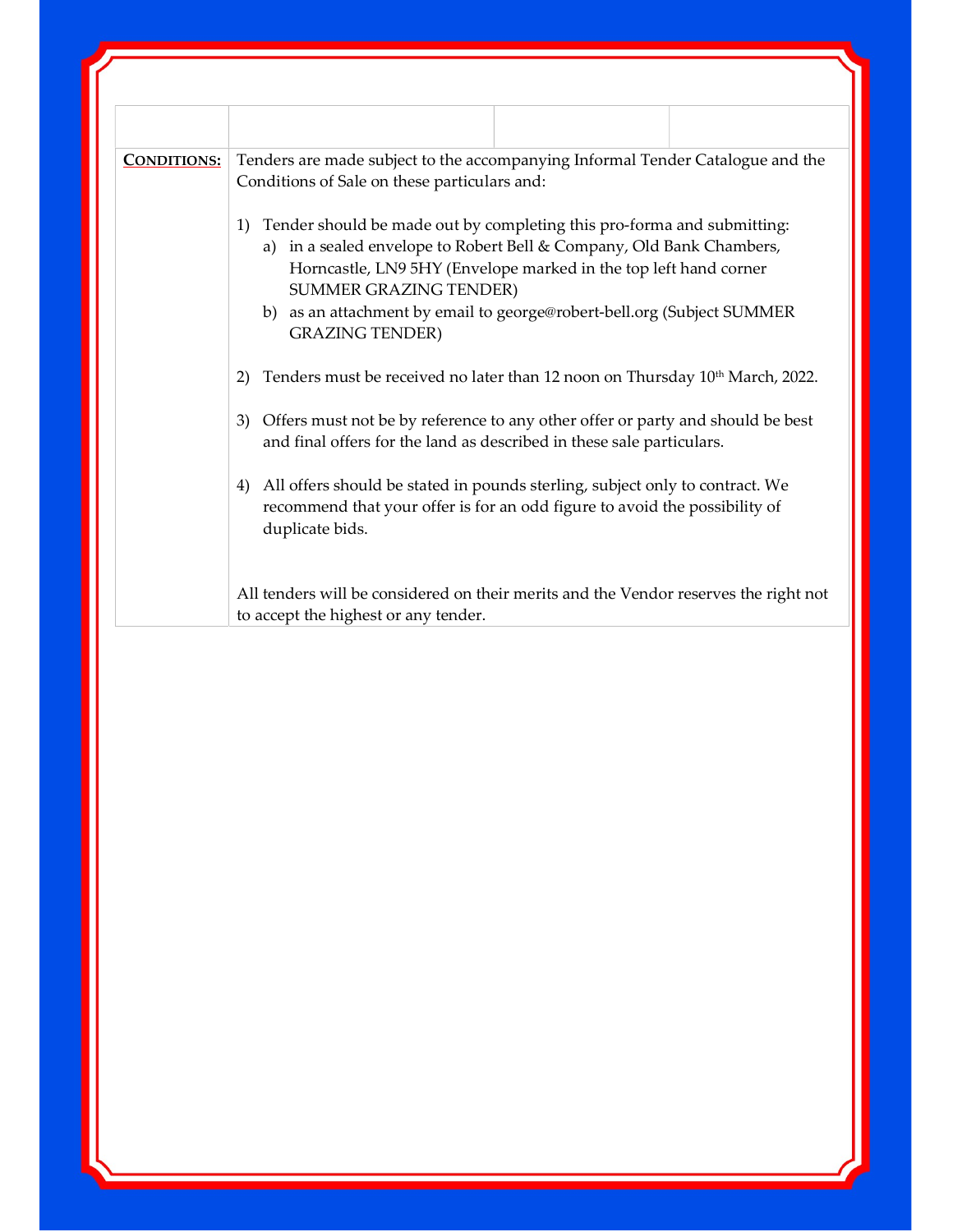| | | | |
|---|---|---|---|
| | | | |
| **CONDITIONS:** | Tenders are made subject to the accompanying Informal Tender Catalogue and the Conditions of Sale on these particulars and:<br><br>1) Tender should be made out by completing this pro-forma and submitting:<br>a) in a sealed envelope to Robert Bell & Company, Old Bank Chambers, Horncastle, LN9 5HY (Envelope marked in the top left hand corner SUMMER GRAZING TENDER)<br>b) as an attachment by email to george@robert-bell.org (Subject SUMMER GRAZING TENDER)<br><br>2) Tenders must be received no later than 12 noon on Thursday 10th March, 2022.<br><br>3) Offers must not be by reference to any other offer or party and should be best and final offers for the land as described in these sale particulars.<br><br>4) All offers should be stated in pounds sterling, subject only to contract. We recommend that your offer is for an odd figure to avoid the possibility of duplicate bids.<br><br>All tenders will be considered on their merits and the Vendor reserves the right not to accept the highest or any tender. | | |